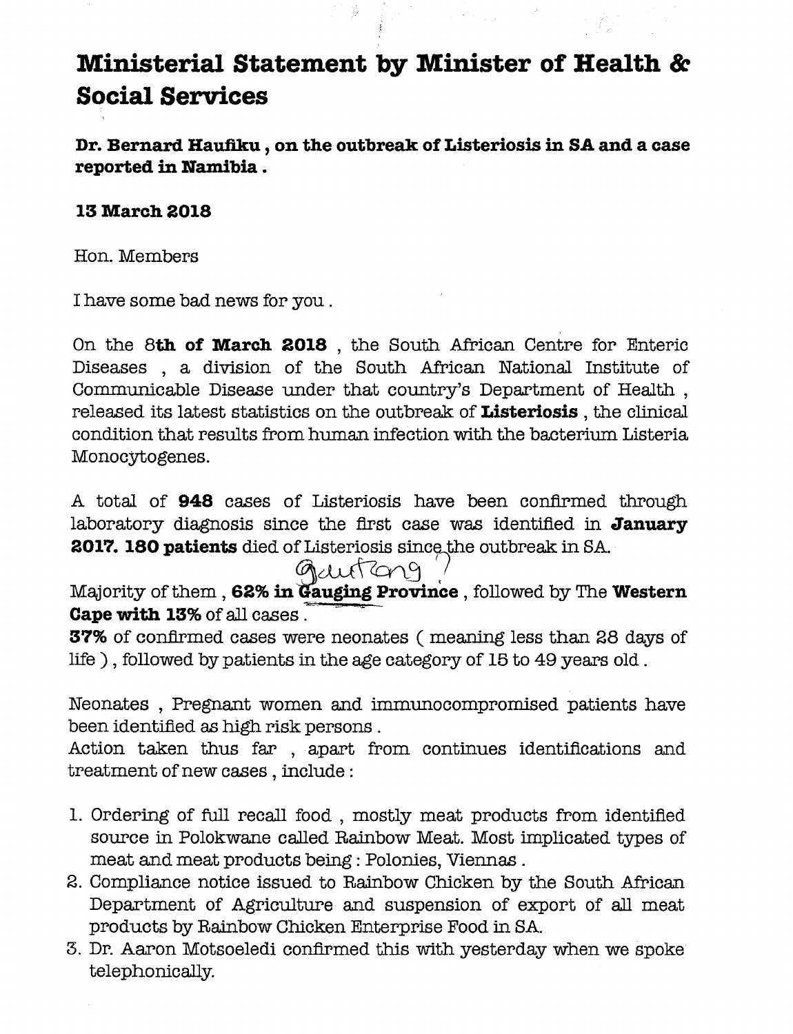# Ministerial Statement by Minister of Health & Social Services

**Dr. Bernard Haufiku , on the outbreak of Listeriosis in SA and a case reported in Namibia .**

**13 March 2018**

Hon. Members

I have some bad news for you .

On the 8**th of March 2018** , the South African Centre for Enteric Diseases , a division of the South African National Institute of Communicable Disease under that country's Department of Health , released its latest statistics on the outbreak of **Listeriosis** , the clinical condition that results from human infection with the bacterium Listeria Monocytogenes.

A total of **948** cases of Listeriosis have been confirmed through laboratory diagnosis since the first case was identified in **January 2017. 180 patients** died of Listeriosis since the outbreak in SA.

Gauteng ?

Majority of them , **62% in Gauging Province** , followed by The **Western Cape with 13%** of all cases .

**37%** of confirmed cases were neonates ( meaning less than 28 days of life ) , followed by patients in the age category of 15 to 49 years old .

Neonates , Pregnant women and immunocompromised patients have been identified as high risk persons .

Action taken thus far , apart from continues identifications and treatment of new cases , include :

1. Ordering of full recall food , mostly meat products from identified source in Polokwane called Rainbow Meat. Most implicated types of meat and meat products being : Polonies, Viennas .
2. Compliance notice issued to Rainbow Chicken by the South African Department of Agriculture and suspension of export of all meat products by Rainbow Chicken Enterprise Food in SA.
3. Dr. Aaron Motsoeledi confirmed this with yesterday when we spoke telephonically.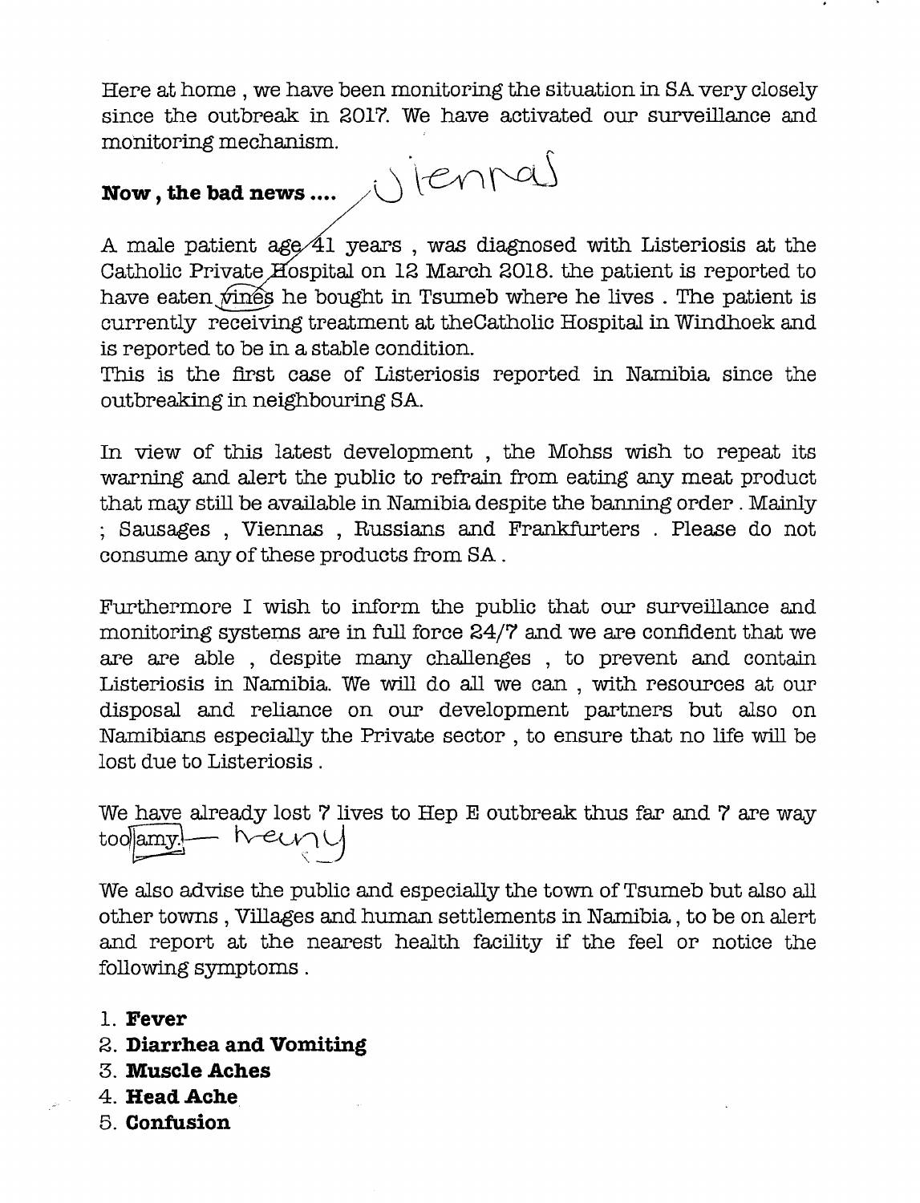Here at home , we have been monitoring the situation in SA very closely since the outbreak in 2017. We have activated our surveillance and monitoring mechanism.

**Now , the bad news ....** Viennas

A male patient age 41 years , was diagnosed with Listeriosis at the Catholic Private Hospital on 12 March 2018. the patient is reported to have eaten vines he bought in Tsumeb where he lives . The patient is currently receiving treatment at theCatholic Hospital in Windhoek and is reported to be in a stable condition.
This is the first case of Listeriosis reported in Namibia since the outbreaking in neighbouring SA.

In view of this latest development , the Mohss wish to repeat its warning and alert the public to refrain from eating any meat product that may still be available in Namibia despite the banning order . Mainly ; Sausages , Viennas , Russians and Frankfurters . Please do not consume any of these products from SA .

Furthermore I wish to inform the public that our surveillance and monitoring systems are in full force 24/7 and we are confident that we are are able , despite many challenges , to prevent and contain Listeriosis in Namibia. We will do all we can , with resources at our disposal and reliance on our development partners but also on Namibians especially the Private sector , to ensure that no life will be lost due to Listeriosis .

We have already lost 7 lives to Hep E outbreak thus far and 7 are way too amy. — many

We also advise the public and especially the town of Tsumeb but also all other towns , Villages and human settlements in Namibia , to be on alert and report at the nearest health facility if the feel or notice the following symptoms .

1. **Fever**
2. **Diarrhea and Vomiting**
3. **Muscle Aches**
4. **Head Ache**
5. **Confusion**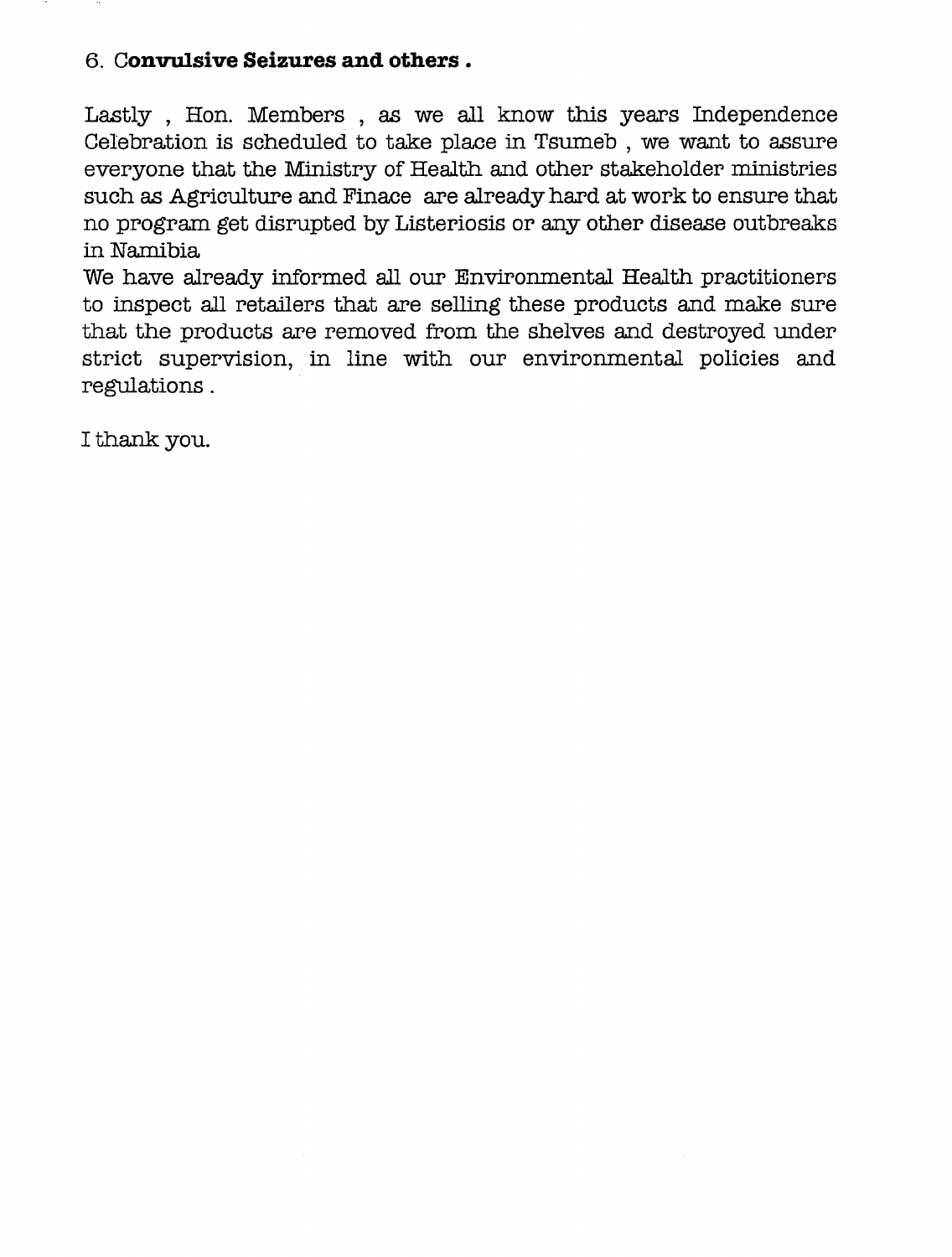6. **Convulsive Seizures and others .**

Lastly , Hon. Members , as we all know this years Independence Celebration is scheduled to take place in Tsumeb , we want to assure everyone that the Ministry of Health and other stakeholder ministries such as Agriculture and Finace are already hard at work to ensure that no program get disrupted by Listeriosis or any other disease outbreaks in Namibia

We have already informed all our Environmental Health practitioners to inspect all retailers that are selling these products and make sure that the products are removed from the shelves and destroyed under strict supervision, in line with our environmental policies and regulations .

I thank you.